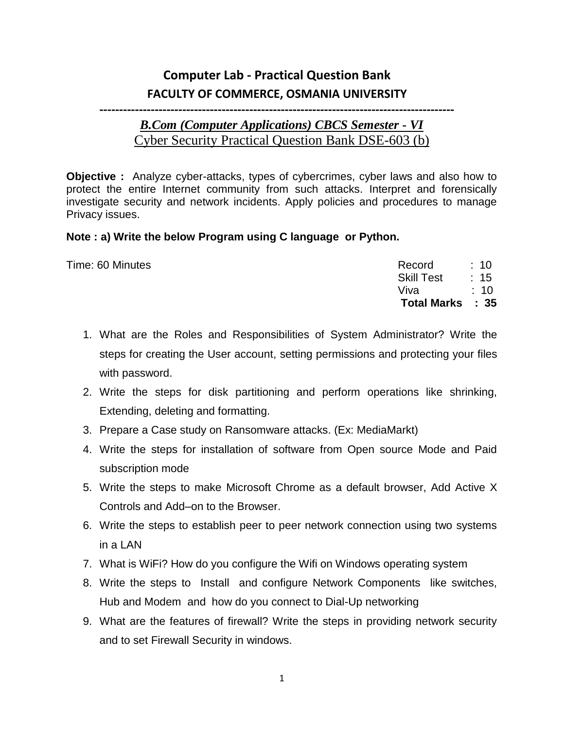# Computer Lab - Practical Question Bank

## FACULTY OF COMMERCE, OSMANIA UNIVERSITY

---

***B.Com (Computer Applications) CBCS Semester - VI***

Cyber Security Practical Question Bank DSE-603 (b)

**Objective :** Analyze cyber-attacks, types of cybercrimes, cyber laws and also how to protect the entire Internet community from such attacks. Interpret and forensically investigate security and network incidents. Apply policies and procedures to manage Privacy issues.

**Note : a) Write the below Program using C language or Python.**

Time: 60 Minutes

| | |
|---|---|
| Record | : 10 |
| Skill Test | : 15 |
| Viva | : 10 |
| **Total Marks** | **: 35** |

1. What are the Roles and Responsibilities of System Administrator? Write the steps for creating the User account, setting permissions and protecting your files with password.
2. Write the steps for disk partitioning and perform operations like shrinking, Extending, deleting and formatting.
3. Prepare a Case study on Ransomware attacks. (Ex: MediaMarkt)
4. Write the steps for installation of software from Open source Mode and Paid subscription mode
5. Write the steps to make Microsoft Chrome as a default browser, Add Active X Controls and Add–on to the Browser.
6. Write the steps to establish peer to peer network connection using two systems in a LAN
7. What is WiFi? How do you configure the Wifi on Windows operating system
8. Write the steps to Install and configure Network Components like switches, Hub and Modem and how do you connect to Dial-Up networking
9. What are the features of firewall? Write the steps in providing network security and to set Firewall Security in windows.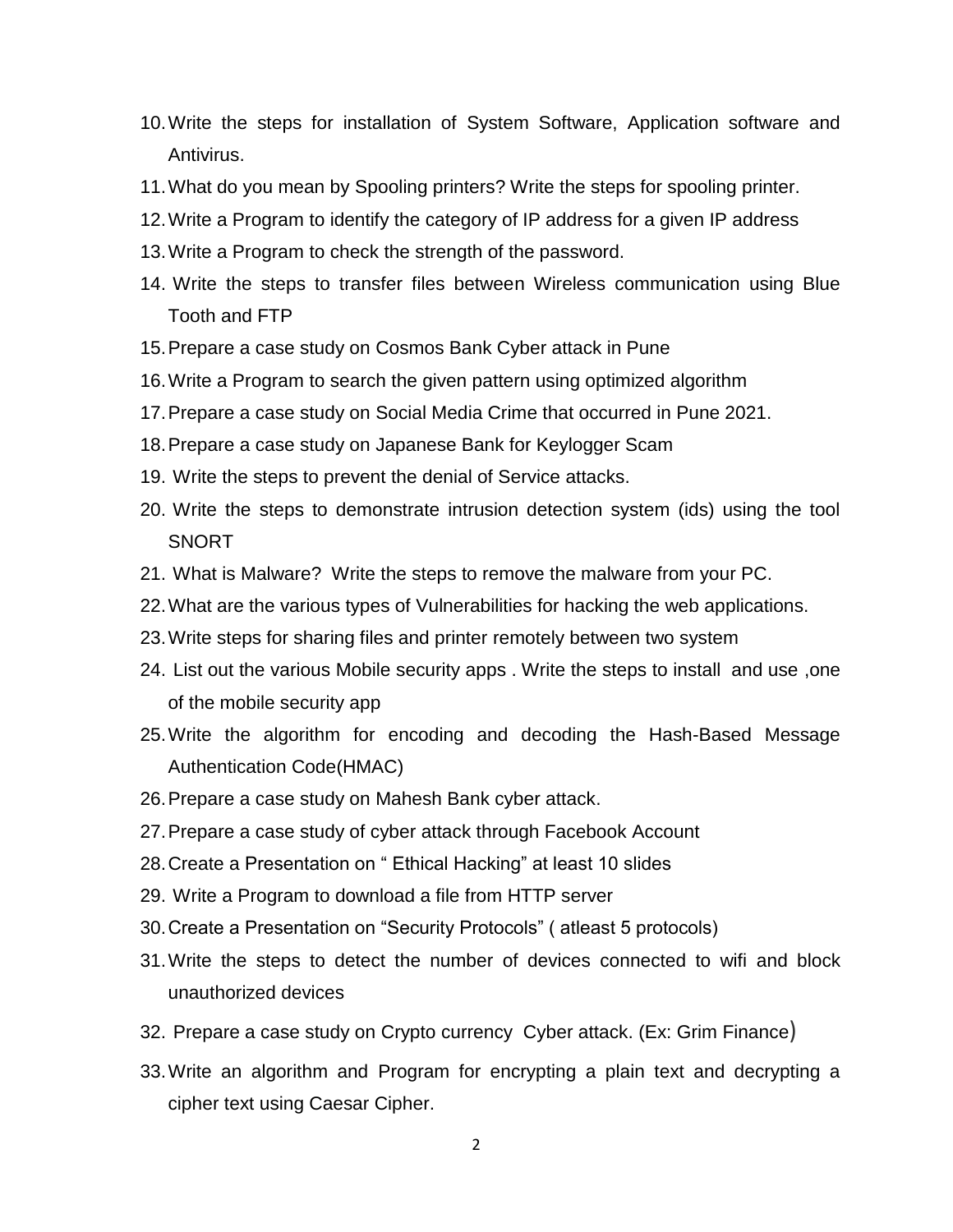10. Write the steps for installation of System Software, Application software and Antivirus.
11. What do you mean by Spooling printers? Write the steps for spooling printer.
12. Write a Program to identify the category of IP address for a given IP address
13. Write a Program to check the strength of the password.
14. Write the steps to transfer files between Wireless communication using Blue Tooth and FTP
15. Prepare a case study on Cosmos Bank Cyber attack in Pune
16. Write a Program to search the given pattern using optimized algorithm
17. Prepare a case study on Social Media Crime that occurred in Pune 2021.
18. Prepare a case study on Japanese Bank for Keylogger Scam
19. Write the steps to prevent the denial of Service attacks.
20. Write the steps to demonstrate intrusion detection system (ids) using the tool SNORT
21. What is Malware? Write the steps to remove the malware from your PC.
22. What are the various types of Vulnerabilities for hacking the web applications.
23. Write steps for sharing files and printer remotely between two system
24. List out the various Mobile security apps . Write the steps to install and use ,one of the mobile security app
25. Write the algorithm for encoding and decoding the Hash-Based Message Authentication Code(HMAC)
26. Prepare a case study on Mahesh Bank cyber attack.
27. Prepare a case study of cyber attack through Facebook Account
28. Create a Presentation on " Ethical Hacking" at least 10 slides
29. Write a Program to download a file from HTTP server
30. Create a Presentation on "Security Protocols" ( atleast 5 protocols)
31. Write the steps to detect the number of devices connected to wifi and block unauthorized devices
32. Prepare a case study on Crypto currency Cyber attack. (Ex: Grim Finance)
33. Write an algorithm and Program for encrypting a plain text and decrypting a cipher text using Caesar Cipher.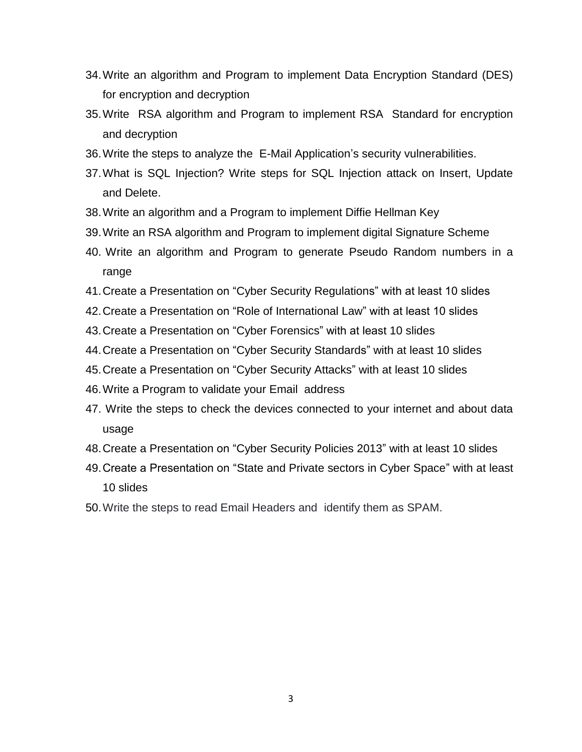34. Write an algorithm and Program to implement Data Encryption Standard (DES) for encryption and decryption
35. Write RSA algorithm and Program to implement RSA Standard for encryption and decryption
36. Write the steps to analyze the E-Mail Application's security vulnerabilities.
37. What is SQL Injection? Write steps for SQL Injection attack on Insert, Update and Delete.
38. Write an algorithm and a Program to implement Diffie Hellman Key
39. Write an RSA algorithm and Program to implement digital Signature Scheme
40. Write an algorithm and Program to generate Pseudo Random numbers in a range
41. Create a Presentation on "Cyber Security Regulations" with at least 10 slides
42. Create a Presentation on "Role of International Law" with at least 10 slides
43. Create a Presentation on "Cyber Forensics" with at least 10 slides
44. Create a Presentation on "Cyber Security Standards" with at least 10 slides
45. Create a Presentation on "Cyber Security Attacks" with at least 10 slides
46. Write a Program to validate your Email address
47. Write the steps to check the devices connected to your internet and about data usage
48. Create a Presentation on "Cyber Security Policies 2013" with at least 10 slides
49. Create a Presentation on "State and Private sectors in Cyber Space" with at least 10 slides
50. Write the steps to read Email Headers and identify them as SPAM.